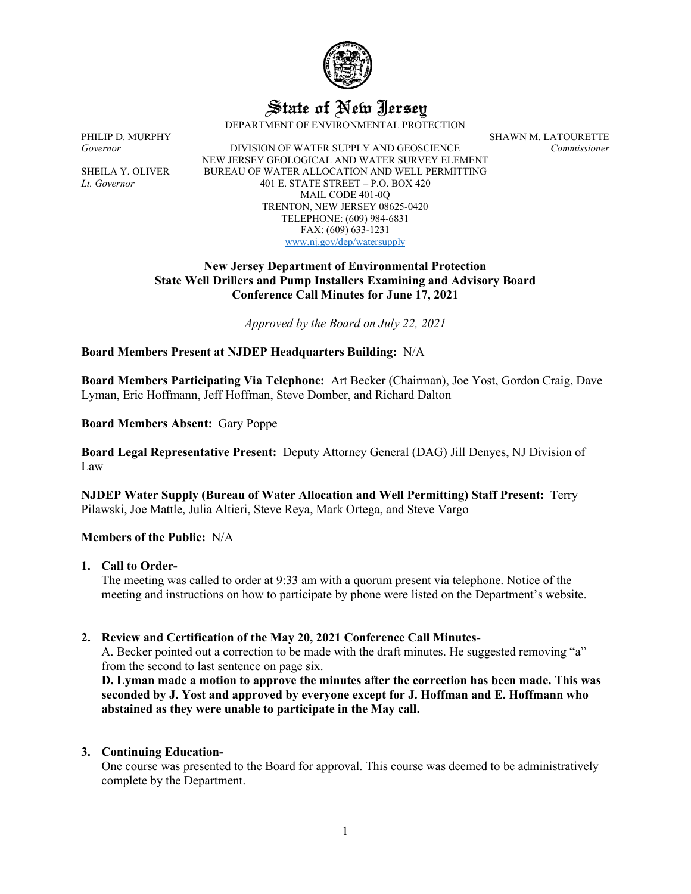State of New Jersey

DEPARTMENT OF ENVIRONMENTAL PROTECTION

PHILIP D. MURPHY
*Governor*

SHEILA Y. OLIVER
*Lt. Governor*

DIVISION OF WATER SUPPLY AND GEOSCIENCE
NEW JERSEY GEOLOGICAL AND WATER SURVEY ELEMENT
BUREAU OF WATER ALLOCATION AND WELL PERMITTING
401 E. STATE STREET – P.O. BOX 420
MAIL CODE 401-0Q
TRENTON, NEW JERSEY 08625-0420
TELEPHONE: (609) 984-6831
FAX: (609) 633-1231
www.nj.gov/dep/watersupply

SHAWN M. LATOURETTE
*Commissioner*

**New Jersey Department of Environmental Protection**
**State Well Drillers and Pump Installers Examining and Advisory Board**
**Conference Call Minutes for June 17, 2021**

*Approved by the Board on July 22, 2021*

**Board Members Present at NJDEP Headquarters Building:** N/A

**Board Members Participating Via Telephone:** Art Becker (Chairman), Joe Yost, Gordon Craig, Dave Lyman, Eric Hoffmann, Jeff Hoffman, Steve Domber, and Richard Dalton

**Board Members Absent:** Gary Poppe

**Board Legal Representative Present:** Deputy Attorney General (DAG) Jill Denyes, NJ Division of Law

**NJDEP Water Supply (Bureau of Water Allocation and Well Permitting) Staff Present:** Terry Pilawski, Joe Mattle, Julia Altieri, Steve Reya, Mark Ortega, and Steve Vargo

**Members of the Public:** N/A

1. **Call to Order-**
   The meeting was called to order at 9:33 am with a quorum present via telephone. Notice of the meeting and instructions on how to participate by phone were listed on the Department's website.

2. **Review and Certification of the May 20, 2021 Conference Call Minutes-**
   A. Becker pointed out a correction to be made with the draft minutes. He suggested removing "a" from the second to last sentence on page six.
   **D. Lyman made a motion to approve the minutes after the correction has been made. This was seconded by J. Yost and approved by everyone except for J. Hoffman and E. Hoffmann who abstained as they were unable to participate in the May call.**

3. **Continuing Education-**
   One course was presented to the Board for approval. This course was deemed to be administratively complete by the Department.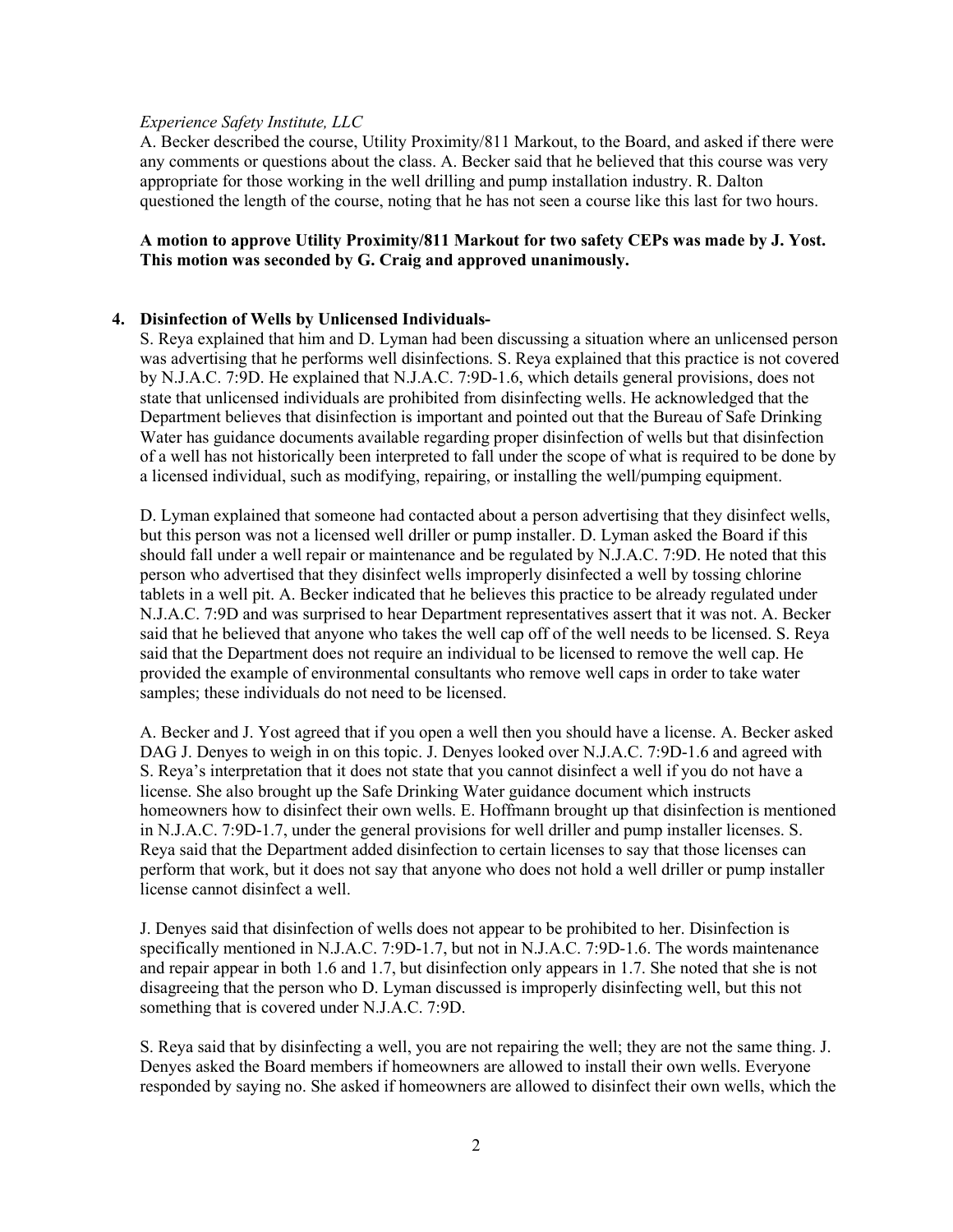*Experience Safety Institute, LLC*

A. Becker described the course, Utility Proximity/811 Markout, to the Board, and asked if there were any comments or questions about the class. A. Becker said that he believed that this course was very appropriate for those working in the well drilling and pump installation industry. R. Dalton questioned the length of the course, noting that he has not seen a course like this last for two hours.

**A motion to approve Utility Proximity/811 Markout for two safety CEPs was made by J. Yost. This motion was seconded by G. Craig and approved unanimously.**

**4. Disinfection of Wells by Unlicensed Individuals-**

S. Reya explained that him and D. Lyman had been discussing a situation where an unlicensed person was advertising that he performs well disinfections. S. Reya explained that this practice is not covered by N.J.A.C. 7:9D. He explained that N.J.A.C. 7:9D-1.6, which details general provisions, does not state that unlicensed individuals are prohibited from disinfecting wells. He acknowledged that the Department believes that disinfection is important and pointed out that the Bureau of Safe Drinking Water has guidance documents available regarding proper disinfection of wells but that disinfection of a well has not historically been interpreted to fall under the scope of what is required to be done by a licensed individual, such as modifying, repairing, or installing the well/pumping equipment.

D. Lyman explained that someone had contacted about a person advertising that they disinfect wells, but this person was not a licensed well driller or pump installer. D. Lyman asked the Board if this should fall under a well repair or maintenance and be regulated by N.J.A.C. 7:9D. He noted that this person who advertised that they disinfect wells improperly disinfected a well by tossing chlorine tablets in a well pit. A. Becker indicated that he believes this practice to be already regulated under N.J.A.C. 7:9D and was surprised to hear Department representatives assert that it was not. A. Becker said that he believed that anyone who takes the well cap off of the well needs to be licensed. S. Reya said that the Department does not require an individual to be licensed to remove the well cap. He provided the example of environmental consultants who remove well caps in order to take water samples; these individuals do not need to be licensed.

A. Becker and J. Yost agreed that if you open a well then you should have a license. A. Becker asked DAG J. Denyes to weigh in on this topic. J. Denyes looked over N.J.A.C. 7:9D-1.6 and agreed with S. Reya's interpretation that it does not state that you cannot disinfect a well if you do not have a license. She also brought up the Safe Drinking Water guidance document which instructs homeowners how to disinfect their own wells. E. Hoffmann brought up that disinfection is mentioned in N.J.A.C. 7:9D-1.7, under the general provisions for well driller and pump installer licenses. S. Reya said that the Department added disinfection to certain licenses to say that those licenses can perform that work, but it does not say that anyone who does not hold a well driller or pump installer license cannot disinfect a well.

J. Denyes said that disinfection of wells does not appear to be prohibited to her. Disinfection is specifically mentioned in N.J.A.C. 7:9D-1.7, but not in N.J.A.C. 7:9D-1.6. The words maintenance and repair appear in both 1.6 and 1.7, but disinfection only appears in 1.7. She noted that she is not disagreeing that the person who D. Lyman discussed is improperly disinfecting well, but this not something that is covered under N.J.A.C. 7:9D.

S. Reya said that by disinfecting a well, you are not repairing the well; they are not the same thing. J. Denyes asked the Board members if homeowners are allowed to install their own wells. Everyone responded by saying no. She asked if homeowners are allowed to disinfect their own wells, which the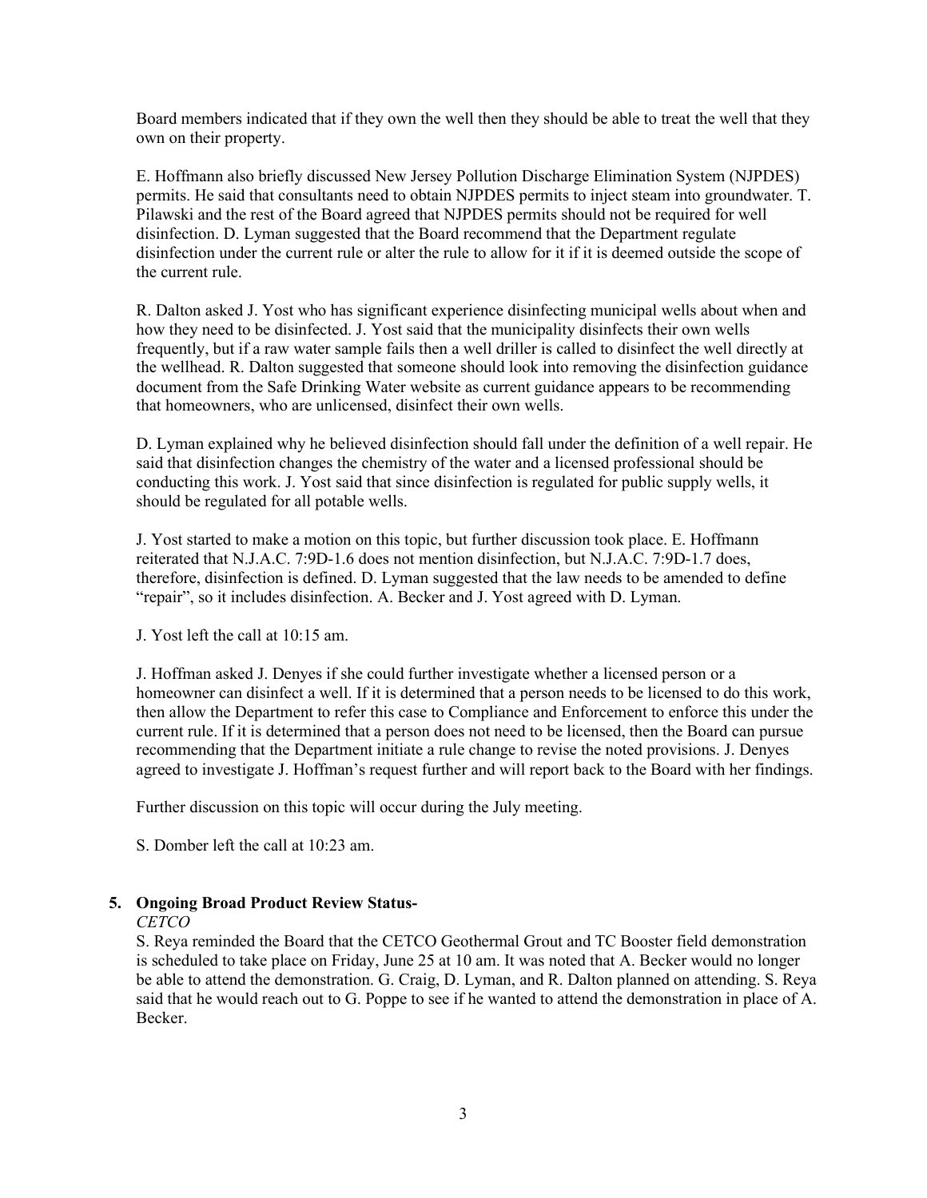Board members indicated that if they own the well then they should be able to treat the well that they own on their property.

E. Hoffmann also briefly discussed New Jersey Pollution Discharge Elimination System (NJPDES) permits. He said that consultants need to obtain NJPDES permits to inject steam into groundwater. T. Pilawski and the rest of the Board agreed that NJPDES permits should not be required for well disinfection. D. Lyman suggested that the Board recommend that the Department regulate disinfection under the current rule or alter the rule to allow for it if it is deemed outside the scope of the current rule.

R. Dalton asked J. Yost who has significant experience disinfecting municipal wells about when and how they need to be disinfected. J. Yost said that the municipality disinfects their own wells frequently, but if a raw water sample fails then a well driller is called to disinfect the well directly at the wellhead. R. Dalton suggested that someone should look into removing the disinfection guidance document from the Safe Drinking Water website as current guidance appears to be recommending that homeowners, who are unlicensed, disinfect their own wells.

D. Lyman explained why he believed disinfection should fall under the definition of a well repair. He said that disinfection changes the chemistry of the water and a licensed professional should be conducting this work. J. Yost said that since disinfection is regulated for public supply wells, it should be regulated for all potable wells.

J. Yost started to make a motion on this topic, but further discussion took place. E. Hoffmann reiterated that N.J.A.C. 7:9D-1.6 does not mention disinfection, but N.J.A.C. 7:9D-1.7 does, therefore, disinfection is defined. D. Lyman suggested that the law needs to be amended to define "repair", so it includes disinfection. A. Becker and J. Yost agreed with D. Lyman.

J. Yost left the call at 10:15 am.

J. Hoffman asked J. Denyes if she could further investigate whether a licensed person or a homeowner can disinfect a well. If it is determined that a person needs to be licensed to do this work, then allow the Department to refer this case to Compliance and Enforcement to enforce this under the current rule. If it is determined that a person does not need to be licensed, then the Board can pursue recommending that the Department initiate a rule change to revise the noted provisions. J. Denyes agreed to investigate J. Hoffman's request further and will report back to the Board with her findings.

Further discussion on this topic will occur during the July meeting.

S. Domber left the call at 10:23 am.

**5. Ongoing Broad Product Review Status-**

*CETCO*

S. Reya reminded the Board that the CETCO Geothermal Grout and TC Booster field demonstration is scheduled to take place on Friday, June 25 at 10 am. It was noted that A. Becker would no longer be able to attend the demonstration. G. Craig, D. Lyman, and R. Dalton planned on attending. S. Reya said that he would reach out to G. Poppe to see if he wanted to attend the demonstration in place of A. Becker.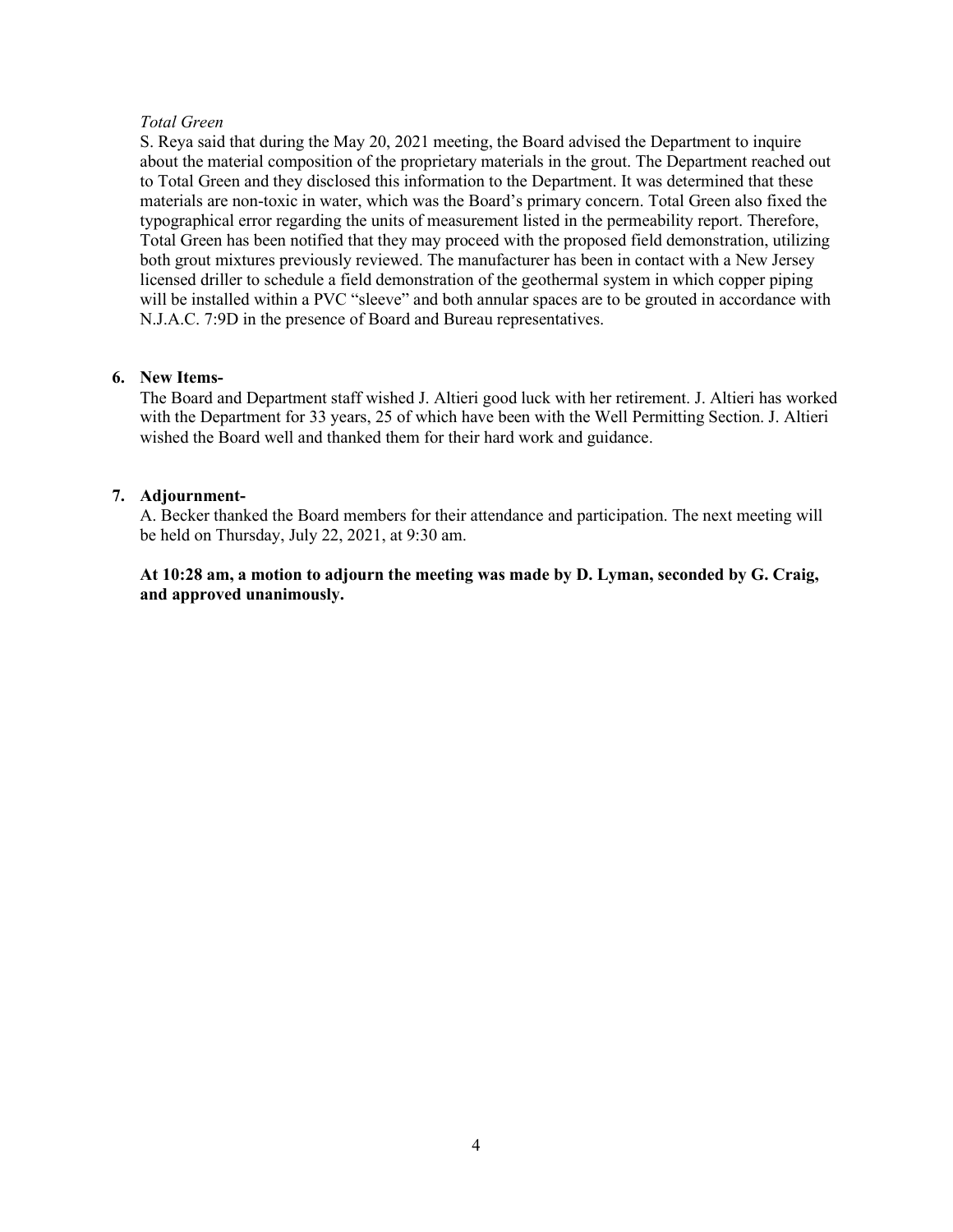*Total Green*

S. Reya said that during the May 20, 2021 meeting, the Board advised the Department to inquire about the material composition of the proprietary materials in the grout. The Department reached out to Total Green and they disclosed this information to the Department. It was determined that these materials are non-toxic in water, which was the Board's primary concern. Total Green also fixed the typographical error regarding the units of measurement listed in the permeability report. Therefore, Total Green has been notified that they may proceed with the proposed field demonstration, utilizing both grout mixtures previously reviewed. The manufacturer has been in contact with a New Jersey licensed driller to schedule a field demonstration of the geothermal system in which copper piping will be installed within a PVC "sleeve" and both annular spaces are to be grouted in accordance with N.J.A.C. 7:9D in the presence of Board and Bureau representatives.

**6. New Items-**

The Board and Department staff wished J. Altieri good luck with her retirement. J. Altieri has worked with the Department for 33 years, 25 of which have been with the Well Permitting Section. J. Altieri wished the Board well and thanked them for their hard work and guidance.

**7. Adjournment-**

A. Becker thanked the Board members for their attendance and participation. The next meeting will be held on Thursday, July 22, 2021, at 9:30 am.

**At 10:28 am, a motion to adjourn the meeting was made by D. Lyman, seconded by G. Craig, and approved unanimously.**